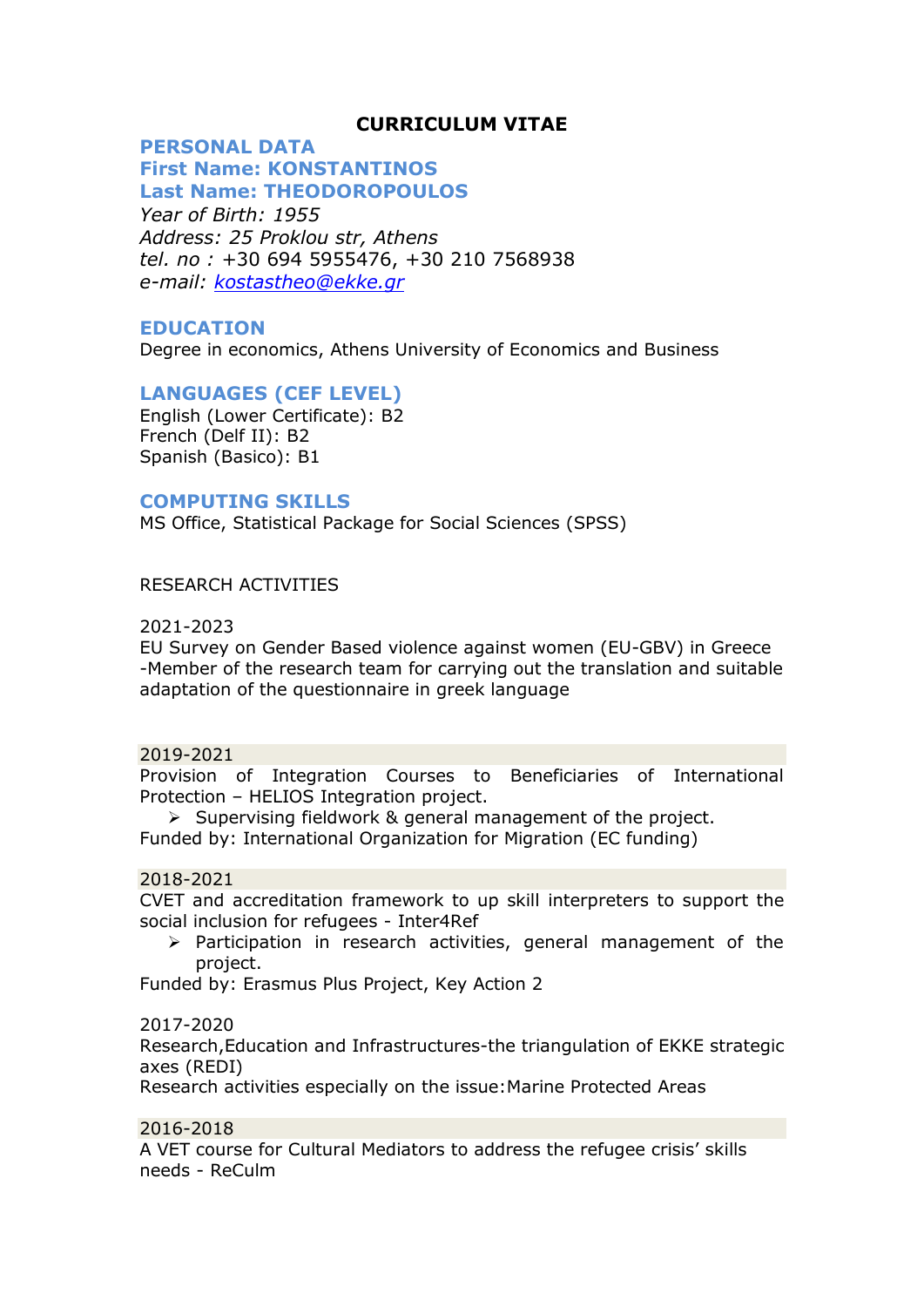# CURRICULUM VITAE

## PERSONAL DATA

**First Name: KONSTANTINOS**
**Last Name: THEODOROPOULOS**

*Year of Birth: 1955*
*Address: 25 Proklou str, Athens*
*tel. no :* +30 694 5955476, +30 210 7568938
*e-mail: kostastheo@ekke.gr*

## EDUCATION

Degree in economics, Athens University of Economics and Business

## LANGUAGES (CEF LEVEL)

English (Lower Certificate): B2
French (Delf II): B2
Spanish (Basico): B1

## COMPUTING SKILLS

MS Office, Statistical Package for Social Sciences (SPSS)

RESEARCH ACTIVITIES

2021-2023
EU Survey on Gender Based violence against women (EU-GBV) in Greece
-Member of the research team for carrying out the translation and suitable adaptation of the questionnaire in greek language

2019-2021
Provision of Integration Courses to Beneficiaries of International Protection – HELIOS Integration project.

- Supervising fieldwork & general management of the project.

Funded by: International Organization for Migration (EC funding)

2018-2021
CVET and accreditation framework to up skill interpreters to support the social inclusion for refugees - Inter4Ref

- Participation in research activities, general management of the project.

Funded by: Erasmus Plus Project, Key Action 2

2017-2020
Research,Education and Infrastructures-the triangulation of EKKE strategic axes (REDI)
Research activities especially on the issue:Marine Protected Areas

2016-2018
A VET course for Cultural Mediators to address the refugee crisis' skills needs - ReCulm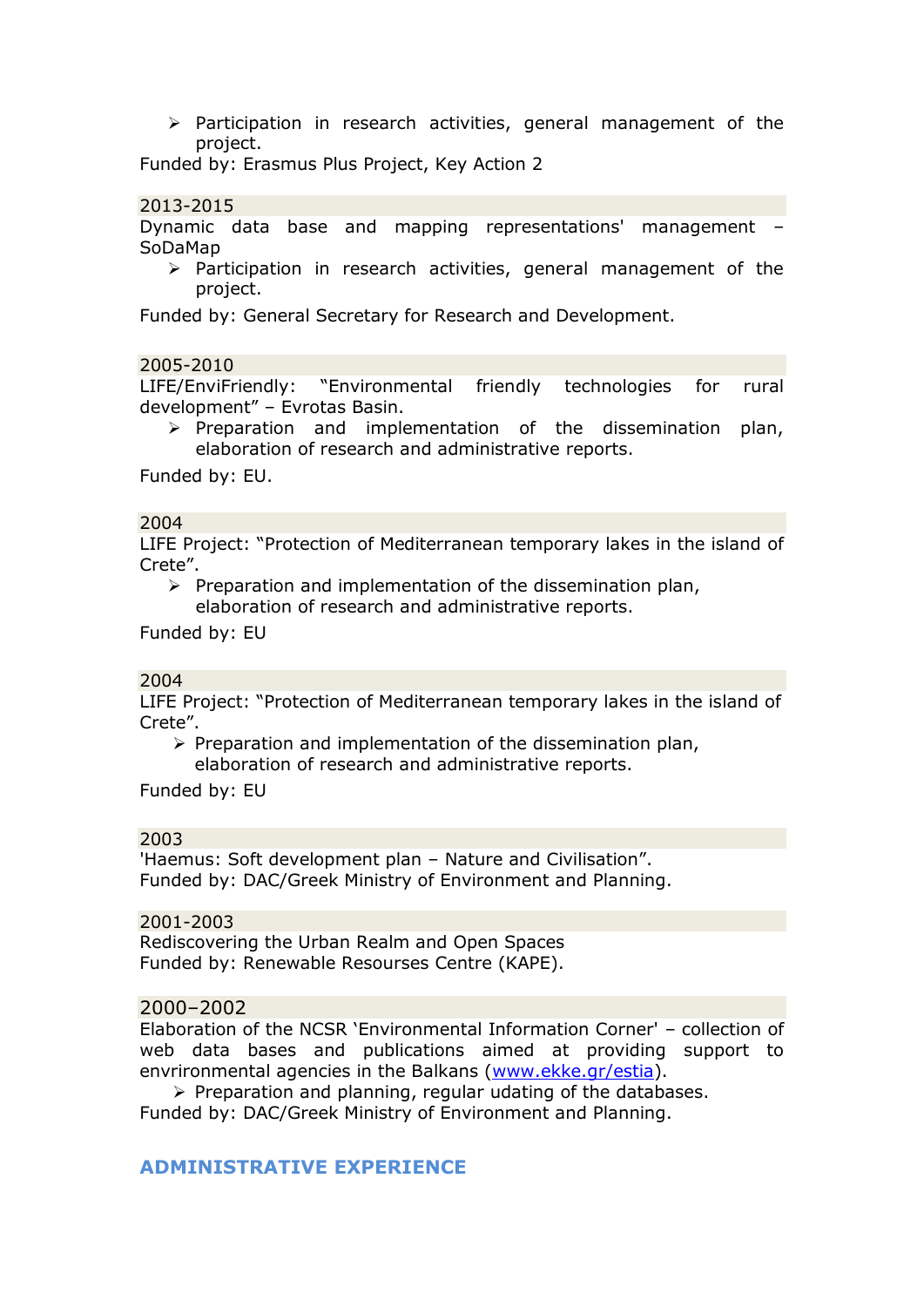- Participation in research activities, general management of the project.

Funded by: Erasmus Plus Project, Key Action 2

2013-2015

Dynamic data base and mapping representations' management – SoDaMap

- Participation in research activities, general management of the project.

Funded by: General Secretary for Research and Development.

2005-2010

LIFE/EnviFriendly: "Environmental friendly technologies for rural development" – Evrotas Basin.

- Preparation and implementation of the dissemination plan, elaboration of research and administrative reports.

Funded by: EU.

2004

LIFE Project: "Protection of Mediterranean temporary lakes in the island of Crete".

- Preparation and implementation of the dissemination plan, elaboration of research and administrative reports.

Funded by: EU

2004

LIFE Project: "Protection of Mediterranean temporary lakes in the island of Crete".

- Preparation and implementation of the dissemination plan, elaboration of research and administrative reports.

Funded by: EU

2003

'Haemus: Soft development plan – Nature and Civilisation".
Funded by: DAC/Greek Ministry of Environment and Planning.

2001-2003

Rediscovering the Urban Realm and Open Spaces
Funded by: Renewable Resourses Centre (KAPE).

2000–2002

Elaboration of the NCSR 'Environmental Information Corner' – collection of web data bases and publications aimed at providing support to envrironmental agencies in the Balkans (www.ekke.gr/estia).

- Preparation and planning, regular udating of the databases.

Funded by: DAC/Greek Ministry of Environment and Planning.

## ADMINISTRATIVE EXPERIENCE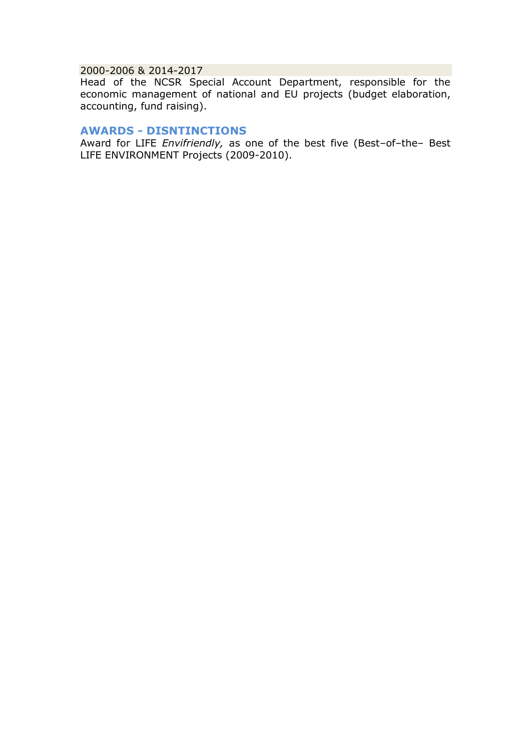2000-2006 & 2014-2017

Head of the NCSR Special Account Department, responsible for the economic management of national and EU projects (budget elaboration, accounting, fund raising).

## AWARDS - DISNTINCTIONS

Award for LIFE *Envifriendly,* as one of the best five (Best–of–the– Best LIFE ENVIRONMENT Projects (2009-2010).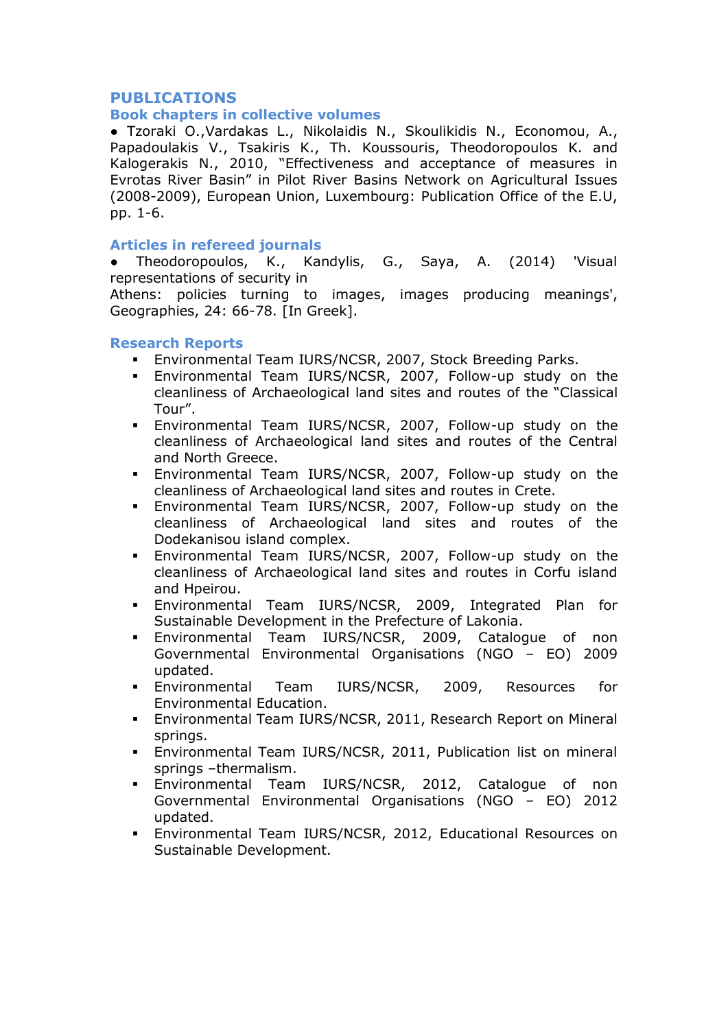## PUBLICATIONS

### Book chapters in collective volumes

● Tzoraki O.,Vardakas L., Nikolaidis N., Skoulikidis N., Economou, A., Papadoulakis V., Tsakiris K., Th. Koussouris, Theodoropoulos K. and Kalogerakis N., 2010, "Effectiveness and acceptance of measures in Evrotas River Basin" in Pilot River Basins Network on Agricultural Issues (2008-2009), European Union, Luxembourg: Publication Office of the E.U, pp. 1-6.

### Articles in refereed journals

● Theodoropoulos, K., Kandylis, G., Saya, A. (2014) 'Visual representations of security in Athens: policies turning to images, images producing meanings', Geographies, 24: 66-78. [In Greek].

### Research Reports

- Environmental Team IURS/NCSR, 2007, Stock Breeding Parks.
- Environmental Team IURS/NCSR, 2007, Follow-up study on the cleanliness of Archaeological land sites and routes of the "Classical Tour".
- Environmental Team IURS/NCSR, 2007, Follow-up study on the cleanliness of Archaeological land sites and routes of the Central and North Greece.
- Environmental Team IURS/NCSR, 2007, Follow-up study on the cleanliness of Archaeological land sites and routes in Crete.
- Environmental Team IURS/NCSR, 2007, Follow-up study on the cleanliness of Archaeological land sites and routes of the Dodekanisou island complex.
- Environmental Team IURS/NCSR, 2007, Follow-up study on the cleanliness of Archaeological land sites and routes in Corfu island and Hpeirou.
- Environmental Team IURS/NCSR, 2009, Integrated Plan for Sustainable Development in the Prefecture of Lakonia.
- Environmental Team IURS/NCSR, 2009, Catalogue of non Governmental Environmental Organisations (NGO – EO) 2009 updated.
- Environmental Team IURS/NCSR, 2009, Resources for Environmental Education.
- Environmental Team IURS/NCSR, 2011, Research Report on Mineral springs.
- Environmental Team IURS/NCSR, 2011, Publication list on mineral springs –thermalism.
- Environmental Team IURS/NCSR, 2012, Catalogue of non Governmental Environmental Organisations (NGO – EO) 2012 updated.
- Environmental Team IURS/NCSR, 2012, Educational Resources on Sustainable Development.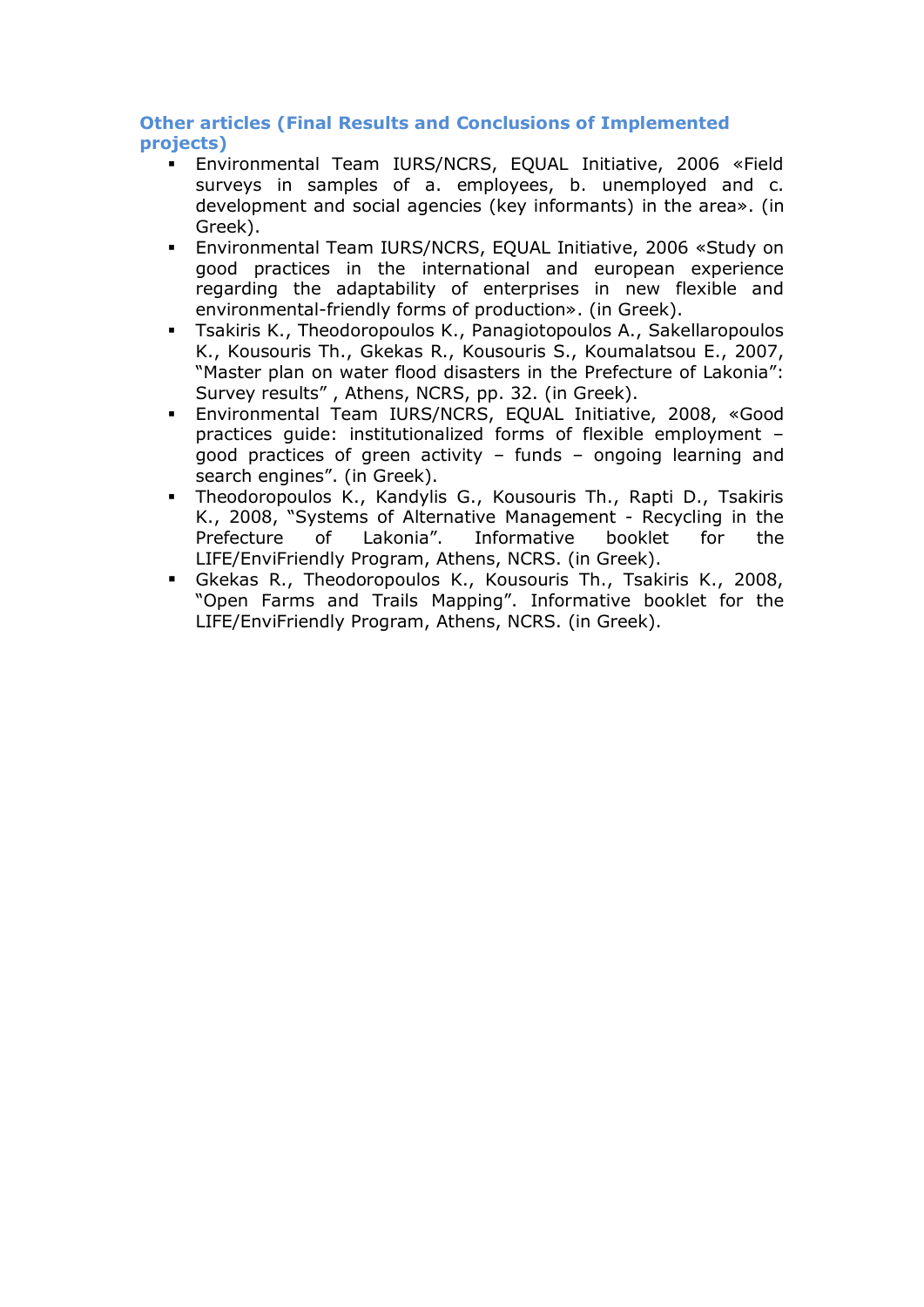### Other articles (Final Results and Conclusions of Implemented projects)

- Environmental Team IURS/NCRS, EQUAL Initiative, 2006 «Field surveys in samples of a. employees, b. unemployed and c. development and social agencies (key informants) in the area». (in Greek).
- Environmental Team IURS/NCRS, EQUAL Initiative, 2006 «Study on good practices in the international and european experience regarding the adaptability of enterprises in new flexible and environmental-friendly forms of production». (in Greek).
- Tsakiris K., Theodoropoulos K., Panagiotopoulos A., Sakellaropoulos K., Kousouris Th., Gkekas R., Kousouris S., Koumalatsou E., 2007, "Master plan on water flood disasters in the Prefecture of Lakonia": Survey results" , Athens, NCRS, pp. 32. (in Greek).
- Environmental Team IURS/NCRS, EQUAL Initiative, 2008, «Good practices guide: institutionalized forms of flexible employment – good practices of green activity – funds – ongoing learning and search engines". (in Greek).
- Theodoropoulos K., Kandylis G., Kousouris Th., Rapti D., Tsakiris K., 2008, "Systems of Alternative Management - Recycling in the Prefecture of Lakonia". Informative booklet for the LIFE/EnviFriendly Program, Athens, NCRS. (in Greek).
- Gkekas R., Theodoropoulos K., Kousouris Th., Tsakiris K., 2008, "Open Farms and Trails Mapping". Informative booklet for the LIFE/EnviFriendly Program, Athens, NCRS. (in Greek).